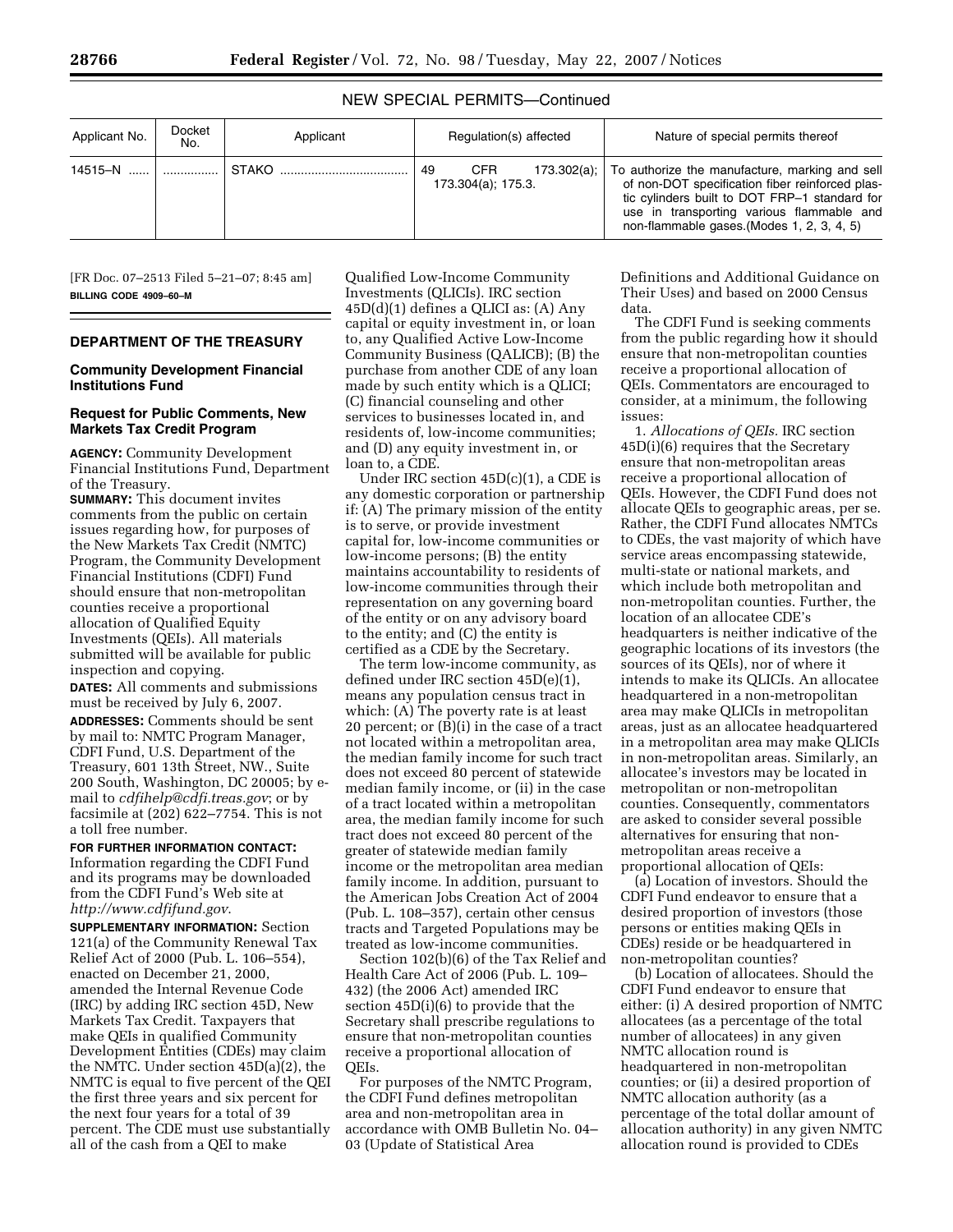NEW SPECIAL PERMITS—Continued

| Applicant No. | Docket No. | Applicant | Regulation(s) affected | Nature of special permits thereof |
| --- | --- | --- | --- | --- |
| 14515–N | ................ | STAKO ..................................... | 49 CFR 173.302(a); 173.304(a); 175.3. | To authorize the manufacture, marking and sell of non-DOT specification fiber reinforced plastic cylinders built to DOT FRP–1 standard for use in transporting various flammable and non-flammable gases.(Modes 1, 2, 3, 4, 5) |

[FR Doc. 07–2513 Filed 5–21–07; 8:45 am]

**BILLING CODE 4909–60–M**

## DEPARTMENT OF THE TREASURY

### Community Development Financial Institutions Fund

### Request for Public Comments, New Markets Tax Credit Program

**AGENCY:** Community Development Financial Institutions Fund, Department of the Treasury.

**SUMMARY:** This document invites comments from the public on certain issues regarding how, for purposes of the New Markets Tax Credit (NMTC) Program, the Community Development Financial Institutions (CDFI) Fund should ensure that non-metropolitan counties receive a proportional allocation of Qualified Equity Investments (QEIs). All materials submitted will be available for public inspection and copying.

**DATES:** All comments and submissions must be received by July 6, 2007.

**ADDRESSES:** Comments should be sent by mail to: NMTC Program Manager, CDFI Fund, U.S. Department of the Treasury, 601 13th Street, NW., Suite 200 South, Washington, DC 20005; by e-mail to *cdfihelp@cdfi.treas.gov*; or by facsimile at (202) 622–7754. This is not a toll free number.

**FOR FURTHER INFORMATION CONTACT:** Information regarding the CDFI Fund and its programs may be downloaded from the CDFI Fund's Web site at *http://www.cdfifund.gov*.

**SUPPLEMENTARY INFORMATION:** Section 121(a) of the Community Renewal Tax Relief Act of 2000 (Pub. L. 106–554), enacted on December 21, 2000, amended the Internal Revenue Code (IRC) by adding IRC section 45D, New Markets Tax Credit. Taxpayers that make QEIs in qualified Community Development Entities (CDEs) may claim the NMTC. Under section 45D(a)(2), the NMTC is equal to five percent of the QEI the first three years and six percent for the next four years for a total of 39 percent. The CDE must use substantially all of the cash from a QEI to make Qualified Low-Income Community Investments (QLICIs). IRC section 45D(d)(1) defines a QLICI as: (A) Any capital or equity investment in, or loan to, any Qualified Active Low-Income Community Business (QALICB); (B) the purchase from another CDE of any loan made by such entity which is a QLICI; (C) financial counseling and other services to businesses located in, and residents of, low-income communities; and (D) any equity investment in, or loan to, a CDE.

Under IRC section 45D(c)(1), a CDE is any domestic corporation or partnership if: (A) The primary mission of the entity is to serve, or provide investment capital for, low-income communities or low-income persons; (B) the entity maintains accountability to residents of low-income communities through their representation on any governing board of the entity or on any advisory board to the entity; and (C) the entity is certified as a CDE by the Secretary.

The term low-income community, as defined under IRC section 45D(e)(1), means any population census tract in which: (A) The poverty rate is at least 20 percent; or (B)(i) in the case of a tract not located within a metropolitan area, the median family income for such tract does not exceed 80 percent of statewide median family income, or (ii) in the case of a tract located within a metropolitan area, the median family income for such tract does not exceed 80 percent of the greater of statewide median family income or the metropolitan area median family income. In addition, pursuant to the American Jobs Creation Act of 2004 (Pub. L. 108–357), certain other census tracts and Targeted Populations may be treated as low-income communities.

Section 102(b)(6) of the Tax Relief and Health Care Act of 2006 (Pub. L. 109–432) (the 2006 Act) amended IRC section 45D(i)(6) to provide that the Secretary shall prescribe regulations to ensure that non-metropolitan counties receive a proportional allocation of QEIs.

For purposes of the NMTC Program, the CDFI Fund defines metropolitan area and non-metropolitan area in accordance with OMB Bulletin No. 04–03 (Update of Statistical Area Definitions and Additional Guidance on Their Uses) and based on 2000 Census data.

The CDFI Fund is seeking comments from the public regarding how it should ensure that non-metropolitan counties receive a proportional allocation of QEIs. Commentators are encouraged to consider, at a minimum, the following issues:

1. *Allocations of QEIs.* IRC section 45D(i)(6) requires that the Secretary ensure that non-metropolitan areas receive a proportional allocation of QEIs. However, the CDFI Fund does not allocate QEIs to geographic areas, per se. Rather, the CDFI Fund allocates NMTCs to CDEs, the vast majority of which have service areas encompassing statewide, multi-state or national markets, and which include both metropolitan and non-metropolitan counties. Further, the location of an allocatee CDE's headquarters is neither indicative of the geographic locations of its investors (the sources of its QEIs), nor of where it intends to make its QLICIs. An allocatee headquartered in a non-metropolitan area may make QLICIs in metropolitan areas, just as an allocatee headquartered in a metropolitan area may make QLICIs in non-metropolitan areas. Similarly, an allocatee's investors may be located in metropolitan or non-metropolitan counties. Consequently, commentators are asked to consider several possible alternatives for ensuring that non-metropolitan areas receive a proportional allocation of QEIs:

(a) Location of investors. Should the CDFI Fund endeavor to ensure that a desired proportion of investors (those persons or entities making QEIs in CDEs) reside or be headquartered in non-metropolitan counties?

(b) Location of allocatees. Should the CDFI Fund endeavor to ensure that either: (i) A desired proportion of NMTC allocatees (as a percentage of the total number of allocatees) in any given NMTC allocation round is headquartered in non-metropolitan counties; or (ii) a desired proportion of NMTC allocation authority (as a percentage of the total dollar amount of allocation authority) in any given NMTC allocation round is provided to CDEs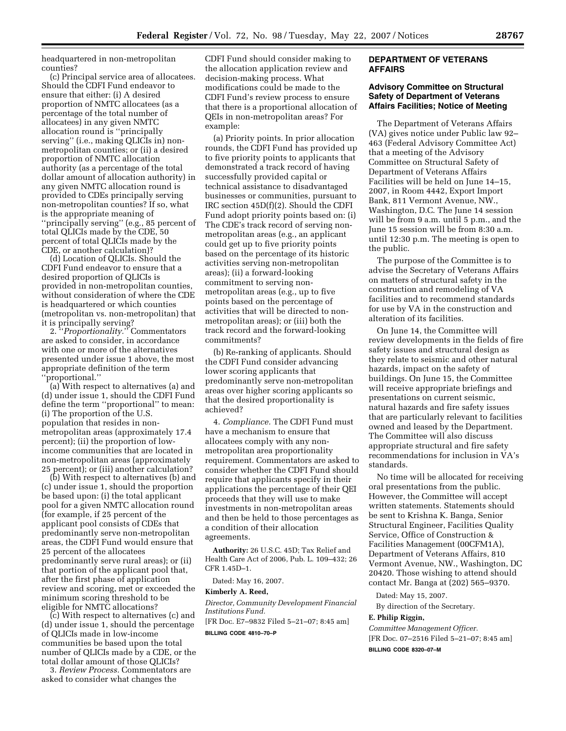headquartered in non-metropolitan counties?

(c) Principal service area of allocatees. Should the CDFI Fund endeavor to ensure that either: (i) A desired proportion of NMTC allocatees (as a percentage of the total number of allocatees) in any given NMTC allocation round is ''principally serving'' (i.e., making QLICIs in) non-metropolitan counties; or (ii) a desired proportion of NMTC allocation authority (as a percentage of the total dollar amount of allocation authority) in any given NMTC allocation round is provided to CDEs principally serving non-metropolitan counties? If so, what is the appropriate meaning of ''principally serving'' (e.g., 85 percent of total QLICIs made by the CDE, 50 percent of total QLICIs made by the CDE, or another calculation)?

(d) Location of QLICIs. Should the CDFI Fund endeavor to ensure that a desired proportion of QLICIs is provided in non-metropolitan counties, without consideration of where the CDE is headquartered or which counties (metropolitan vs. non-metropolitan) that it is principally serving?

2. ''*Proportionality.*'' Commentators are asked to consider, in accordance with one or more of the alternatives presented under issue 1 above, the most appropriate definition of the term ''proportional.''

(a) With respect to alternatives (a) and (d) under issue 1, should the CDFI Fund define the term ''proportional'' to mean: (i) The proportion of the U.S. population that resides in non-metropolitan areas (approximately 17.4 percent); (ii) the proportion of low-income communities that are located in non-metropolitan areas (approximately 25 percent); or (iii) another calculation?

(b) With respect to alternatives (b) and (c) under issue 1, should the proportion be based upon: (i) the total applicant pool for a given NMTC allocation round (for example, if 25 percent of the applicant pool consists of CDEs that predominantly serve non-metropolitan areas, the CDFI Fund would ensure that 25 percent of the allocatees predominantly serve rural areas); or (ii) that portion of the applicant pool that, after the first phase of application review and scoring, met or exceeded the minimum scoring threshold to be eligible for NMTC allocations?

(c) With respect to alternatives (c) and (d) under issue 1, should the percentage of QLICIs made in low-income communities be based upon the total number of QLICIs made by a CDE, or the total dollar amount of those QLICIs?

3. *Review Process.* Commentators are asked to consider what changes the CDFI Fund should consider making to the allocation application review and decision-making process. What modifications could be made to the CDFI Fund's review process to ensure that there is a proportional allocation of QEIs in non-metropolitan areas? For example:

(a) Priority points. In prior allocation rounds, the CDFI Fund has provided up to five priority points to applicants that demonstrated a track record of having successfully provided capital or technical assistance to disadvantaged businesses or communities, pursuant to IRC section 45D(f)(2). Should the CDFI Fund adopt priority points based on: (i) The CDE's track record of serving non-metropolitan areas (e.g., an applicant could get up to five priority points based on the percentage of its historic activities serving non-metropolitan areas); (ii) a forward-looking commitment to serving non-metropolitan areas (e.g., up to five points based on the percentage of activities that will be directed to non-metropolitan areas); or (iii) both the track record and the forward-looking commitments?

(b) Re-ranking of applicants. Should the CDFI Fund consider advancing lower scoring applicants that predominantly serve non-metropolitan areas over higher scoring applicants so that the desired proportionality is achieved?

4. *Compliance.* The CDFI Fund must have a mechanism to ensure that allocatees comply with any non-metropolitan area proportionality requirement. Commentators are asked to consider whether the CDFI Fund should require that applicants specify in their applications the percentage of their QEI proceeds that they will use to make investments in non-metropolitan areas and then be held to those percentages as a condition of their allocation agreements.

**Authority:** 26 U.S.C. 45D; Tax Relief and Health Care Act of 2006, Pub. L. 109–432; 26 CFR 1.45D–1.

Dated: May 16, 2007.

**Kimberly A. Reed,**

*Director, Community Development Financial Institutions Fund.*

[FR Doc. E7–9832 Filed 5–21–07; 8:45 am]

**BILLING CODE 4810–70–P**

## DEPARTMENT OF VETERANS AFFAIRS

### Advisory Committee on Structural Safety of Department of Veterans Affairs Facilities; Notice of Meeting

The Department of Veterans Affairs (VA) gives notice under Public law 92–463 (Federal Advisory Committee Act) that a meeting of the Advisory Committee on Structural Safety of Department of Veterans Affairs Facilities will be held on June 14–15, 2007, in Room 4442, Export Import Bank, 811 Vermont Avenue, NW., Washington, D.C. The June 14 session will be from 9 a.m. until 5 p.m., and the June 15 session will be from 8:30 a.m. until 12:30 p.m. The meeting is open to the public.

The purpose of the Committee is to advise the Secretary of Veterans Affairs on matters of structural safety in the construction and remodeling of VA facilities and to recommend standards for use by VA in the construction and alteration of its facilities.

On June 14, the Committee will review developments in the fields of fire safety issues and structural design as they relate to seismic and other natural hazards, impact on the safety of buildings. On June 15, the Committee will receive appropriate briefings and presentations on current seismic, natural hazards and fire safety issues that are particularly relevant to facilities owned and leased by the Department. The Committee will also discuss appropriate structural and fire safety recommendations for inclusion in VA's standards.

No time will be allocated for receiving oral presentations from the public. However, the Committee will accept written statements. Statements should be sent to Krishna K. Banga, Senior Structural Engineer, Facilities Quality Service, Office of Construction & Facilities Management (00CFM1A), Department of Veterans Affairs, 810 Vermont Avenue, NW., Washington, DC 20420. Those wishing to attend should contact Mr. Banga at (202) 565–9370.

Dated: May 15, 2007.

By direction of the Secretary.

**E. Philip Riggin,**

*Committee Management Officer.*

[FR Doc. 07–2516 Filed 5–21–07; 8:45 am]

**BILLING CODE 8320–07–M**